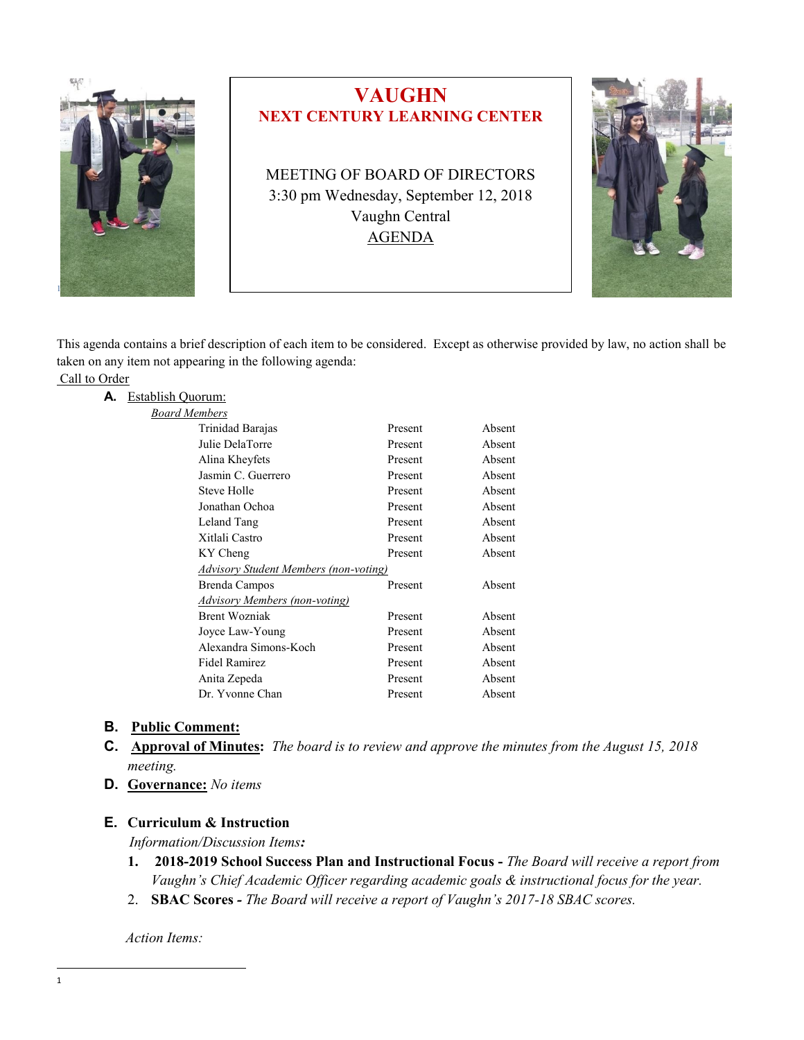# VAUGHN
## NEXT CENTURY LEARNING CENTER

MEETING OF BOARD OF DIRECTORS
3:30 pm Wednesday, September 12, 2018
Vaughn Central
AGENDA

This agenda contains a brief description of each item to be considered. Except as otherwise provided by law, no action shall be taken on any item not appearing in the following agenda:

Call to Order

**A.** Establish Quorum:

*Board Members*

| | | |
|---|---|---|
| Trinidad Barajas | Present | Absent |
| Julie DelaTorre | Present | Absent |
| Alina Kheyfets | Present | Absent |
| Jasmin C. Guerrero | Present | Absent |
| Steve Holle | Present | Absent |
| Jonathan Ochoa | Present | Absent |
| Leland Tang | Present | Absent |
| Xitlali Castro | Present | Absent |
| KY Cheng | Present | Absent |
| *Advisory Student Members (non-voting)* | | |
| Brenda Campos | Present | Absent |
| *Advisory Members (non-voting)* | | |
| Brent Wozniak | Present | Absent |
| Joyce Law-Young | Present | Absent |
| Alexandra Simons-Koch | Present | Absent |
| Fidel Ramirez | Present | Absent |
| Anita Zepeda | Present | Absent |
| Dr. Yvonne Chan | Present | Absent |

**B. Public Comment:**

**C. Approval of Minutes:** *The board is to review and approve the minutes from the August 15, 2018 meeting.*

**D. Governance:** *No items*

**E. Curriculum & Instruction**

*Information/Discussion Items:*

1. **2018-2019 School Success Plan and Instructional Focus -** *The Board will receive a report from Vaughn's Chief Academic Officer regarding academic goals & instructional focus for the year.*
2. **SBAC Scores -** *The Board will receive a report of Vaughn's 2017-18 SBAC scores.*

*Action Items:*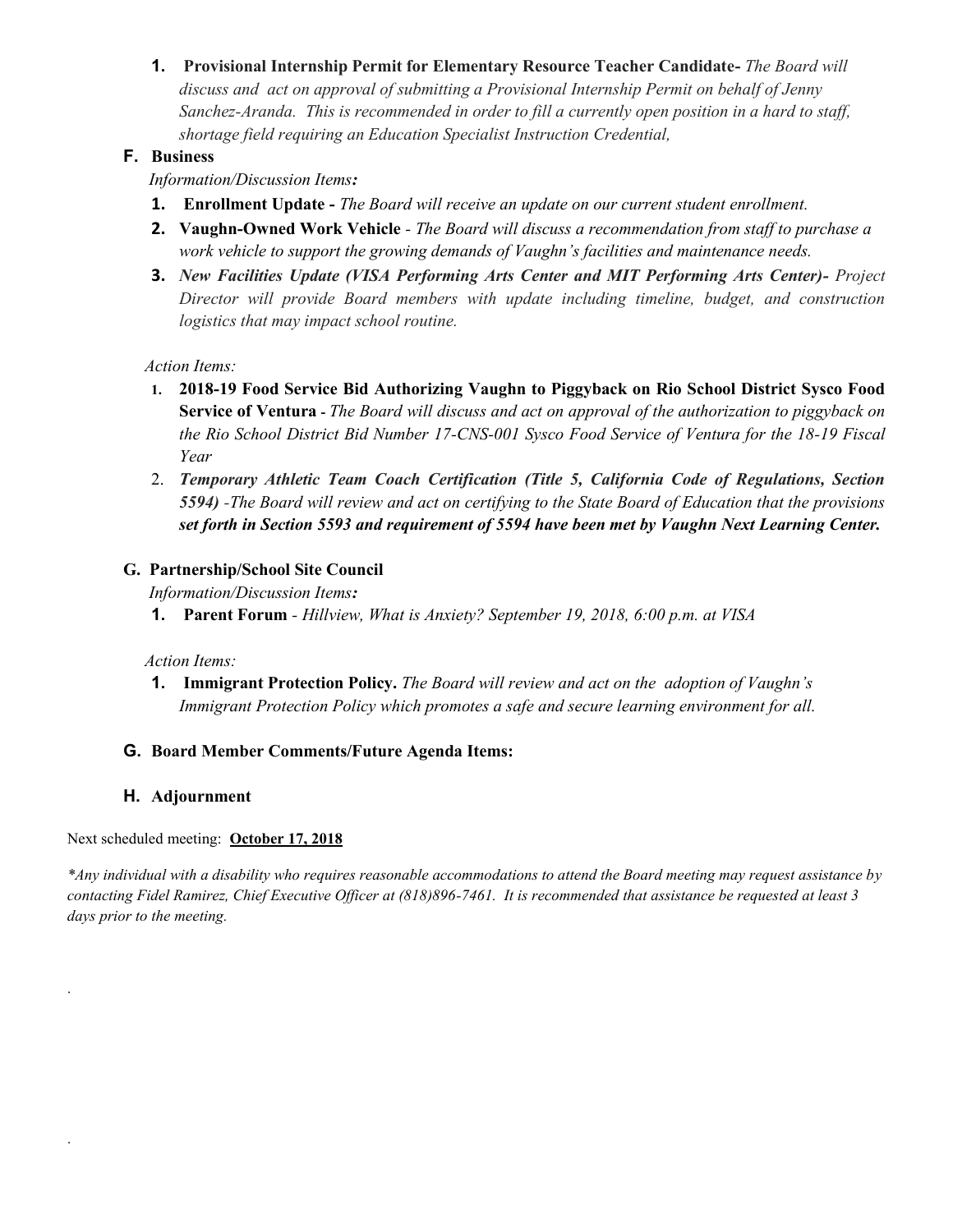1. **Provisional Internship Permit for Elementary Resource Teacher Candidate-** *The Board will discuss and act on approval of submitting a Provisional Internship Permit on behalf of Jenny Sanchez-Aranda. This is recommended in order to fill a currently open position in a hard to staff, shortage field requiring an Education Specialist Instruction Credential,*

**F. Business**

*Information/Discussion Items:*

1. **Enrollment Update -** *The Board will receive an update on our current student enrollment.*
2. **Vaughn-Owned Work Vehicle** - *The Board will discuss a recommendation from staff to purchase a work vehicle to support the growing demands of Vaughn's facilities and maintenance needs.*
3. ***New Facilities Update (VISA Performing Arts Center and MIT Performing Arts Center)-*** *Project Director will provide Board members with update including timeline, budget, and construction logistics that may impact school routine.*

*Action Items:*

1. **2018-19 Food Service Bid Authorizing Vaughn to Piggyback on Rio School District Sysco Food Service of Ventura** - *The Board will discuss and act on approval of the authorization to piggyback on the Rio School District Bid Number 17-CNS-001 Sysco Food Service of Ventura for the 18-19 Fiscal Year*
2. ***Temporary Athletic Team Coach Certification (Title 5, California Code of Regulations, Section 5594)*** *-The Board will review and act on certifying to the State Board of Education that the provisions* ***set forth in Section 5593 and requirement of 5594 have been met by Vaughn Next Learning Center.***

**G. Partnership/School Site Council**

*Information/Discussion Items:*

1. **Parent Forum** - *Hillview, What is Anxiety? September 19, 2018, 6:00 p.m. at VISA*

*Action Items:*

1. **Immigrant Protection Policy.** *The Board will review and act on the adoption of Vaughn's Immigrant Protection Policy which promotes a safe and secure learning environment for all.*

**G. Board Member Comments/Future Agenda Items:**

**H. Adjournment**

Next scheduled meeting: **October 17, 2018**

*\*Any individual with a disability who requires reasonable accommodations to attend the Board meeting may request assistance by contacting Fidel Ramirez, Chief Executive Officer at (818)896-7461. It is recommended that assistance be requested at least 3 days prior to the meeting.*